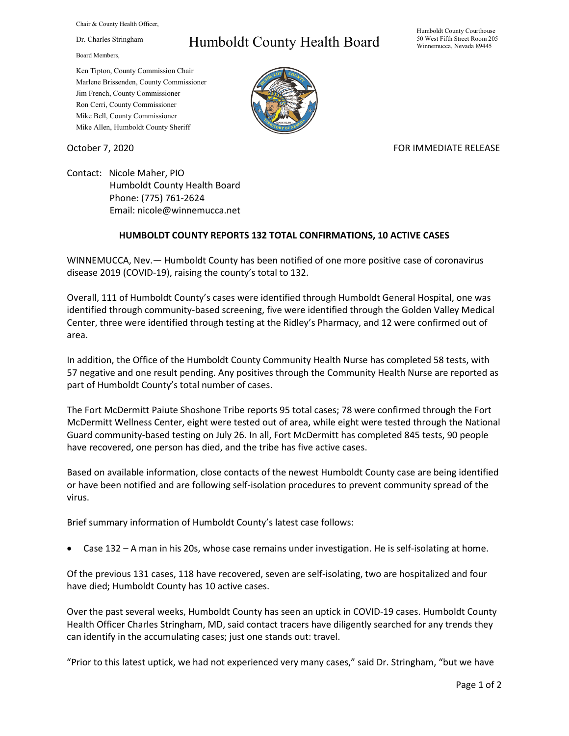Chair & County Health Officer,

Dr. Charles Stringham

# Humboldt County Health Board

Humboldt County Courthouse
50 West Fifth Street Room 205
Winnemucca, Nevada 89445

Board Members,

Ken Tipton, County Commission Chair
Marlene Brissenden, County Commissioner
Jim French, County Commissioner
Ron Cerri, County Commissioner
Mike Bell, County Commissioner
Mike Allen, Humboldt County Sheriff

October 7, 2020

FOR IMMEDIATE RELEASE

Contact: Nicole Maher, PIO
Humboldt County Health Board
Phone: (775) 761-2624
Email: nicole@winnemucca.net

**HUMBOLDT COUNTY REPORTS 132 TOTAL CONFIRMATIONS, 10 ACTIVE CASES**

WINNEMUCCA, Nev.— Humboldt County has been notified of one more positive case of coronavirus disease 2019 (COVID-19), raising the county's total to 132.

Overall, 111 of Humboldt County's cases were identified through Humboldt General Hospital, one was identified through community-based screening, five were identified through the Golden Valley Medical Center, three were identified through testing at the Ridley's Pharmacy, and 12 were confirmed out of area.

In addition, the Office of the Humboldt County Community Health Nurse has completed 58 tests, with 57 negative and one result pending. Any positives through the Community Health Nurse are reported as part of Humboldt County's total number of cases.

The Fort McDermitt Paiute Shoshone Tribe reports 95 total cases; 78 were confirmed through the Fort McDermitt Wellness Center, eight were tested out of area, while eight were tested through the National Guard community-based testing on July 26. In all, Fort McDermitt has completed 845 tests, 90 people have recovered, one person has died, and the tribe has five active cases.

Based on available information, close contacts of the newest Humboldt County case are being identified or have been notified and are following self-isolation procedures to prevent community spread of the virus.

Brief summary information of Humboldt County's latest case follows:

- Case 132 – A man in his 20s, whose case remains under investigation. He is self-isolating at home.

Of the previous 131 cases, 118 have recovered, seven are self-isolating, two are hospitalized and four have died; Humboldt County has 10 active cases.

Over the past several weeks, Humboldt County has seen an uptick in COVID-19 cases. Humboldt County Health Officer Charles Stringham, MD, said contact tracers have diligently searched for any trends they can identify in the accumulating cases; just one stands out: travel.

"Prior to this latest uptick, we had not experienced very many cases," said Dr. Stringham, "but we have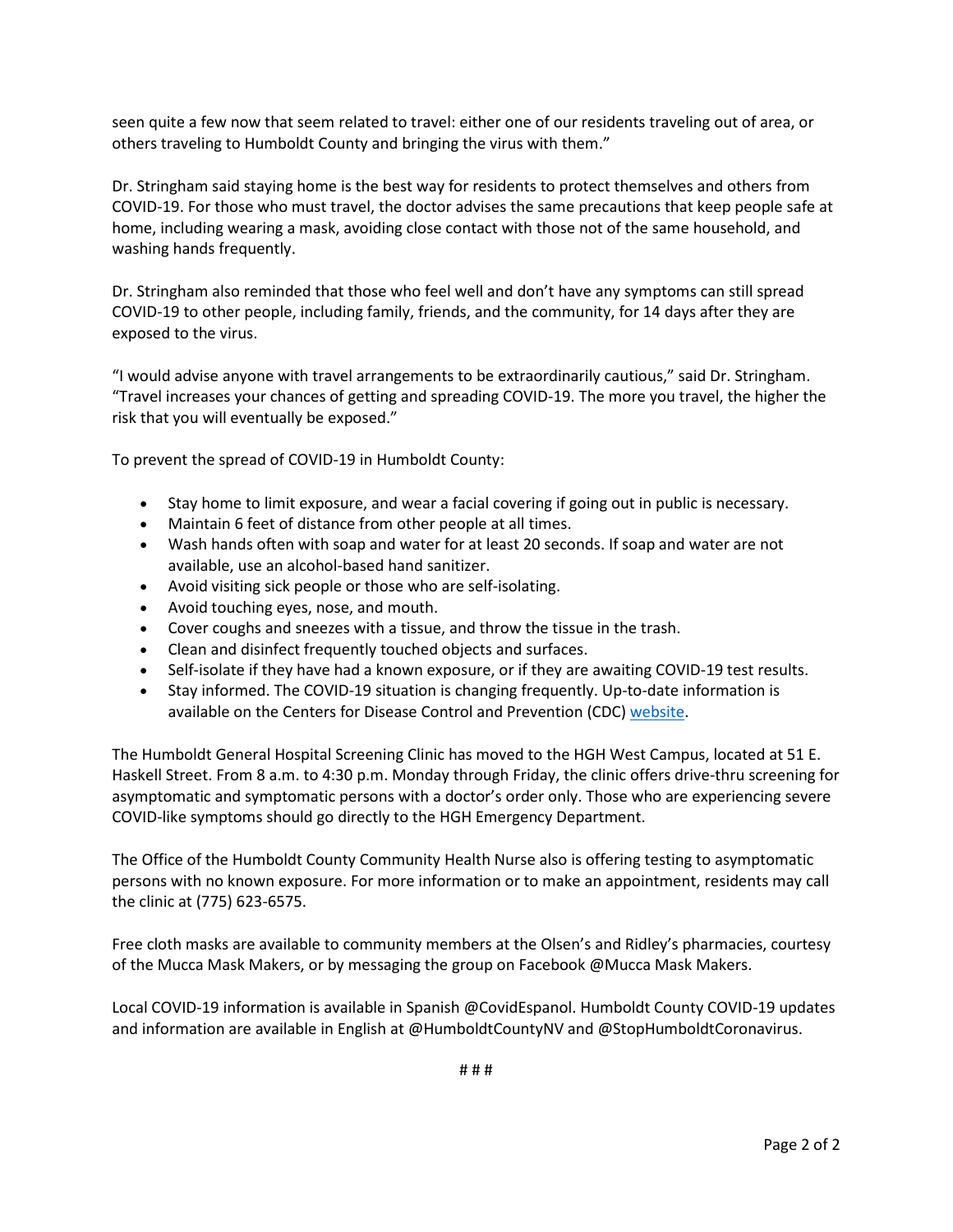seen quite a few now that seem related to travel: either one of our residents traveling out of area, or others traveling to Humboldt County and bringing the virus with them."

Dr. Stringham said staying home is the best way for residents to protect themselves and others from COVID-19. For those who must travel, the doctor advises the same precautions that keep people safe at home, including wearing a mask, avoiding close contact with those not of the same household, and washing hands frequently.

Dr. Stringham also reminded that those who feel well and don't have any symptoms can still spread COVID-19 to other people, including family, friends, and the community, for 14 days after they are exposed to the virus.

"I would advise anyone with travel arrangements to be extraordinarily cautious," said Dr. Stringham. "Travel increases your chances of getting and spreading COVID-19. The more you travel, the higher the risk that you will eventually be exposed."

To prevent the spread of COVID-19 in Humboldt County:

- Stay home to limit exposure, and wear a facial covering if going out in public is necessary.
- Maintain 6 feet of distance from other people at all times.
- Wash hands often with soap and water for at least 20 seconds. If soap and water are not available, use an alcohol-based hand sanitizer.
- Avoid visiting sick people or those who are self-isolating.
- Avoid touching eyes, nose, and mouth.
- Cover coughs and sneezes with a tissue, and throw the tissue in the trash.
- Clean and disinfect frequently touched objects and surfaces.
- Self-isolate if they have had a known exposure, or if they are awaiting COVID-19 test results.
- Stay informed. The COVID-19 situation is changing frequently. Up-to-date information is available on the Centers for Disease Control and Prevention (CDC) website.

The Humboldt General Hospital Screening Clinic has moved to the HGH West Campus, located at 51 E. Haskell Street. From 8 a.m. to 4:30 p.m. Monday through Friday, the clinic offers drive-thru screening for asymptomatic and symptomatic persons with a doctor's order only. Those who are experiencing severe COVID-like symptoms should go directly to the HGH Emergency Department.

The Office of the Humboldt County Community Health Nurse also is offering testing to asymptomatic persons with no known exposure. For more information or to make an appointment, residents may call the clinic at (775) 623-6575.

Free cloth masks are available to community members at the Olsen's and Ridley's pharmacies, courtesy of the Mucca Mask Makers, or by messaging the group on Facebook @Mucca Mask Makers.

Local COVID-19 information is available in Spanish @CovidEspanol. Humboldt County COVID-19 updates and information are available in English at @HumboldtCountyNV and @StopHumboldtCoronavirus.

# # #